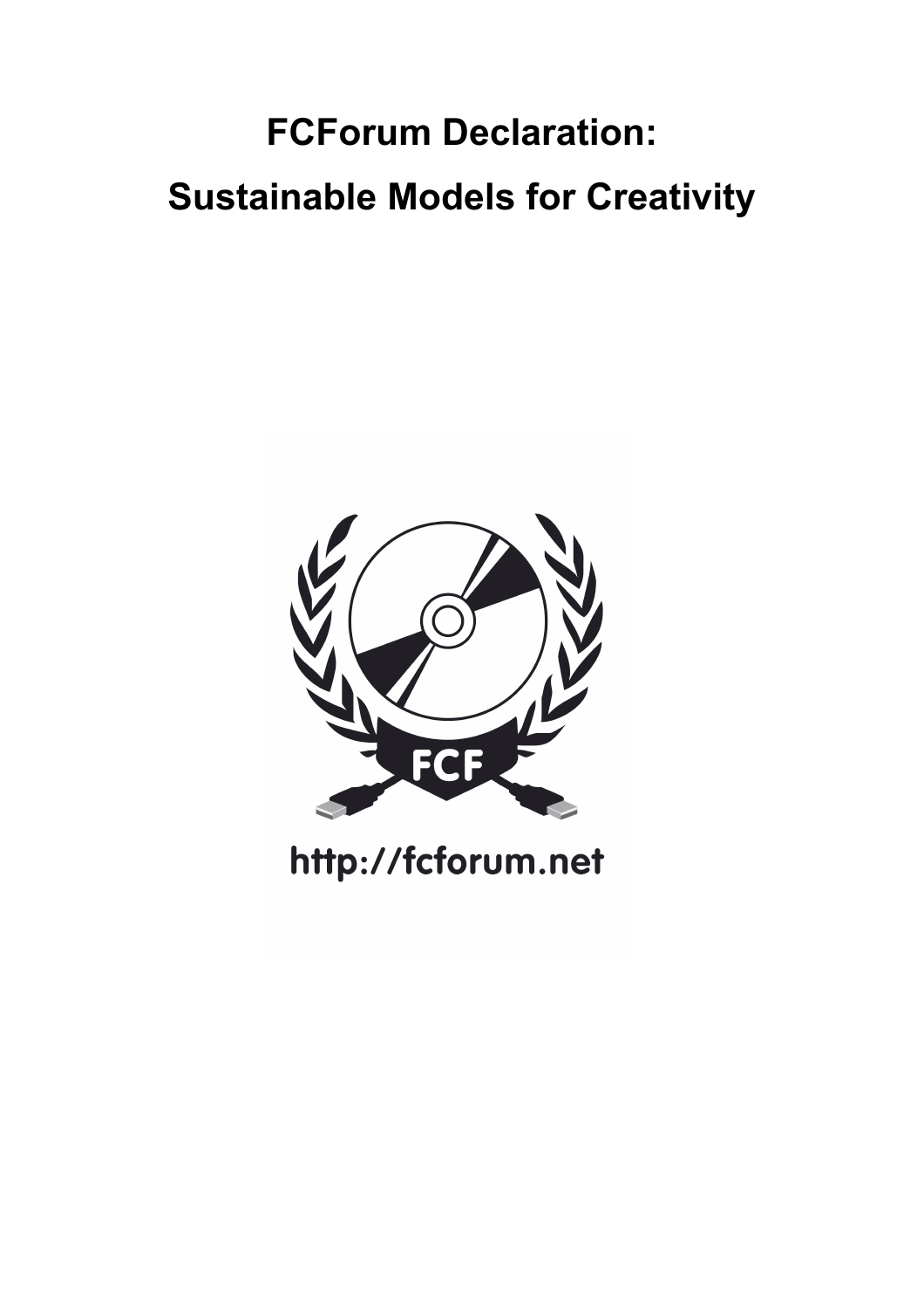# FCForum Declaration:

# Sustainable Models for Creativity

FCF

http://fcforum.net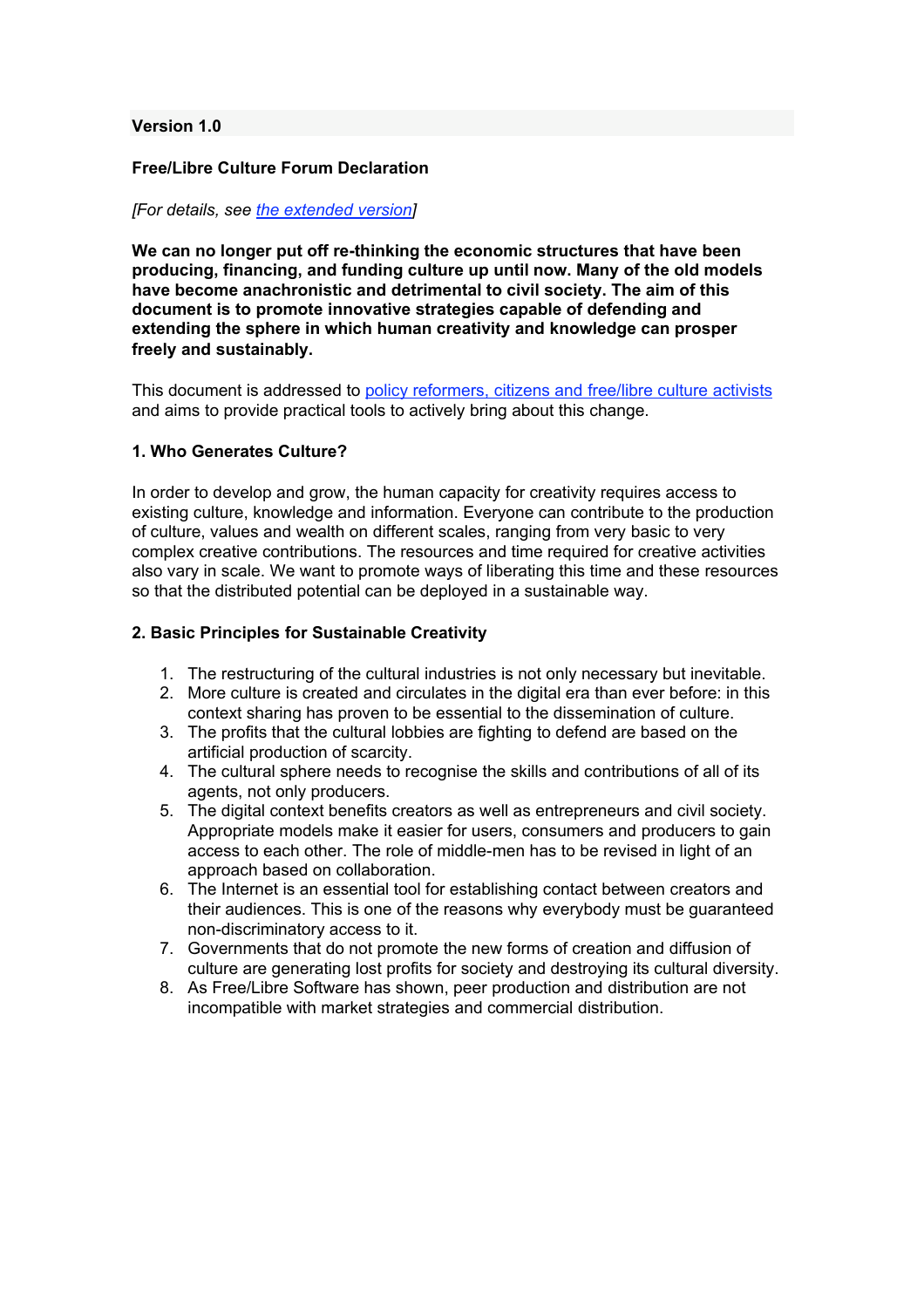**Version 1.0**

**Free/Libre Culture Forum Declaration**

*[For details, see the extended version]*

**We can no longer put off re-thinking the economic structures that have been producing, financing, and funding culture up until now. Many of the old models have become anachronistic and detrimental to civil society. The aim of this document is to promote innovative strategies capable of defending and extending the sphere in which human creativity and knowledge can prosper freely and sustainably.**

This document is addressed to policy reformers, citizens and free/libre culture activists and aims to provide practical tools to actively bring about this change.

### 1. Who Generates Culture?

In order to develop and grow, the human capacity for creativity requires access to existing culture, knowledge and information. Everyone can contribute to the production of culture, values and wealth on different scales, ranging from very basic to very complex creative contributions. The resources and time required for creative activities also vary in scale. We want to promote ways of liberating this time and these resources so that the distributed potential can be deployed in a sustainable way.

### 2. Basic Principles for Sustainable Creativity

1. The restructuring of the cultural industries is not only necessary but inevitable.
2. More culture is created and circulates in the digital era than ever before: in this context sharing has proven to be essential to the dissemination of culture.
3. The profits that the cultural lobbies are fighting to defend are based on the artificial production of scarcity.
4. The cultural sphere needs to recognise the skills and contributions of all of its agents, not only producers.
5. The digital context benefits creators as well as entrepreneurs and civil society. Appropriate models make it easier for users, consumers and producers to gain access to each other. The role of middle-men has to be revised in light of an approach based on collaboration.
6. The Internet is an essential tool for establishing contact between creators and their audiences. This is one of the reasons why everybody must be guaranteed non-discriminatory access to it.
7. Governments that do not promote the new forms of creation and diffusion of culture are generating lost profits for society and destroying its cultural diversity.
8. As Free/Libre Software has shown, peer production and distribution are not incompatible with market strategies and commercial distribution.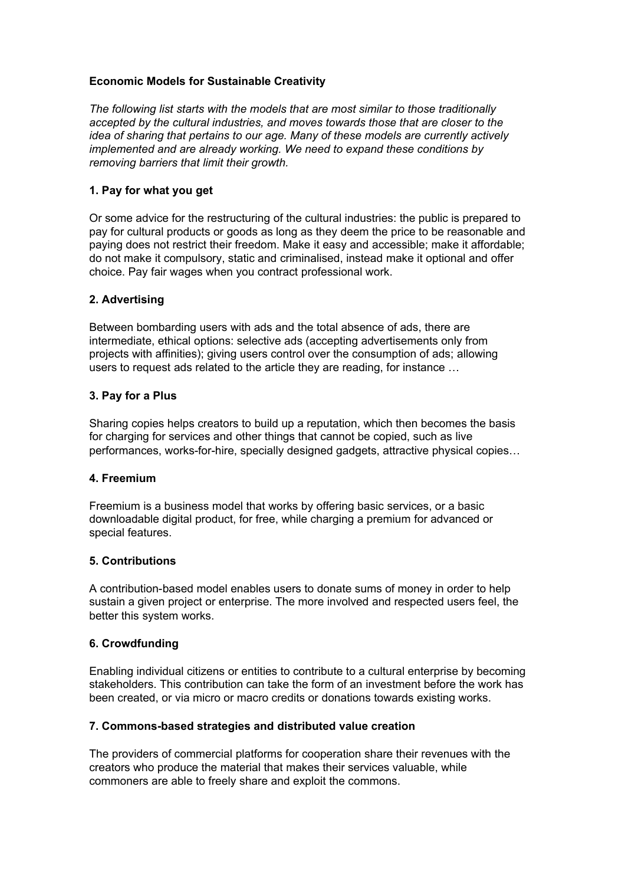**Economic Models for Sustainable Creativity**

*The following list starts with the models that are most similar to those traditionally accepted by the cultural industries, and moves towards those that are closer to the idea of sharing that pertains to our age. Many of these models are currently actively implemented and are already working. We need to expand these conditions by removing barriers that limit their growth.*

**1. Pay for what you get**

Or some advice for the restructuring of the cultural industries: the public is prepared to pay for cultural products or goods as long as they deem the price to be reasonable and paying does not restrict their freedom. Make it easy and accessible; make it affordable; do not make it compulsory, static and criminalised, instead make it optional and offer choice. Pay fair wages when you contract professional work.

**2. Advertising**

Between bombarding users with ads and the total absence of ads, there are intermediate, ethical options: selective ads (accepting advertisements only from projects with affinities); giving users control over the consumption of ads; allowing users to request ads related to the article they are reading, for instance …

**3. Pay for a Plus**

Sharing copies helps creators to build up a reputation, which then becomes the basis for charging for services and other things that cannot be copied, such as live performances, works-for-hire, specially designed gadgets, attractive physical copies…

**4. Freemium**

Freemium is a business model that works by offering basic services, or a basic downloadable digital product, for free, while charging a premium for advanced or special features.

**5. Contributions**

A contribution-based model enables users to donate sums of money in order to help sustain a given project or enterprise. The more involved and respected users feel, the better this system works.

**6. Crowdfunding**

Enabling individual citizens or entities to contribute to a cultural enterprise by becoming stakeholders. This contribution can take the form of an investment before the work has been created, or via micro or macro credits or donations towards existing works.

**7. Commons-based strategies and distributed value creation**

The providers of commercial platforms for cooperation share their revenues with the creators who produce the material that makes their services valuable, while commoners are able to freely share and exploit the commons.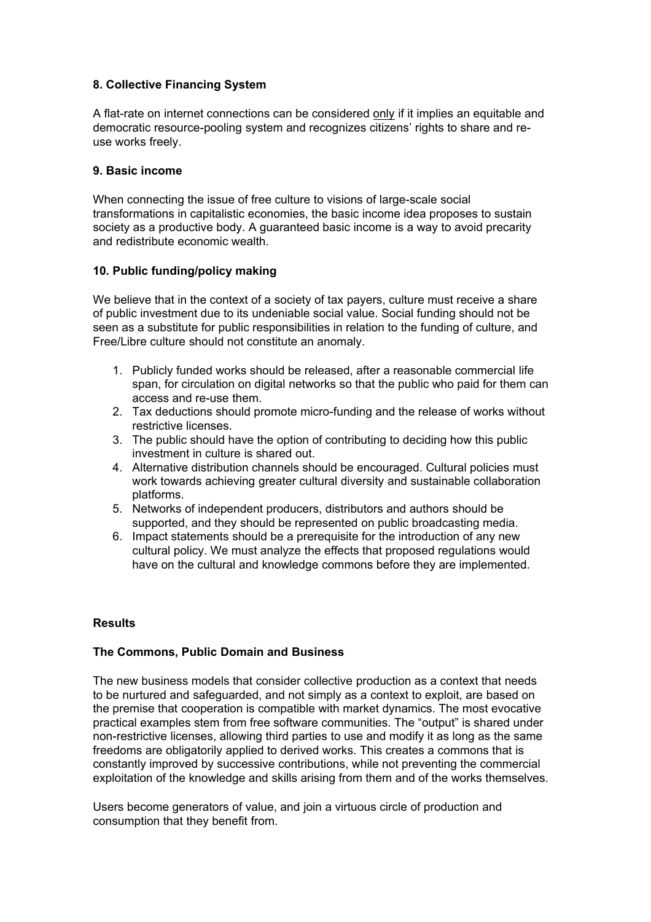### 8. Collective Financing System

A flat-rate on internet connections can be considered only if it implies an equitable and democratic resource-pooling system and recognizes citizens' rights to share and re-use works freely.

### 9. Basic income

When connecting the issue of free culture to visions of large-scale social transformations in capitalistic economies, the basic income idea proposes to sustain society as a productive body. A guaranteed basic income is a way to avoid precarity and redistribute economic wealth.

### 10. Public funding/policy making

We believe that in the context of a society of tax payers, culture must receive a share of public investment due to its undeniable social value. Social funding should not be seen as a substitute for public responsibilities in relation to the funding of culture, and Free/Libre culture should not constitute an anomaly.

1. Publicly funded works should be released, after a reasonable commercial life span, for circulation on digital networks so that the public who paid for them can access and re-use them.
2. Tax deductions should promote micro-funding and the release of works without restrictive licenses.
3. The public should have the option of contributing to deciding how this public investment in culture is shared out.
4. Alternative distribution channels should be encouraged. Cultural policies must work towards achieving greater cultural diversity and sustainable collaboration platforms.
5. Networks of independent producers, distributors and authors should be supported, and they should be represented on public broadcasting media.
6. Impact statements should be a prerequisite for the introduction of any new cultural policy. We must analyze the effects that proposed regulations would have on the cultural and knowledge commons before they are implemented.

## Results

### The Commons, Public Domain and Business

The new business models that consider collective production as a context that needs to be nurtured and safeguarded, and not simply as a context to exploit, are based on the premise that cooperation is compatible with market dynamics. The most evocative practical examples stem from free software communities. The "output" is shared under non-restrictive licenses, allowing third parties to use and modify it as long as the same freedoms are obligatorily applied to derived works. This creates a commons that is constantly improved by successive contributions, while not preventing the commercial exploitation of the knowledge and skills arising from them and of the works themselves.

Users become generators of value, and join a virtuous circle of production and consumption that they benefit from.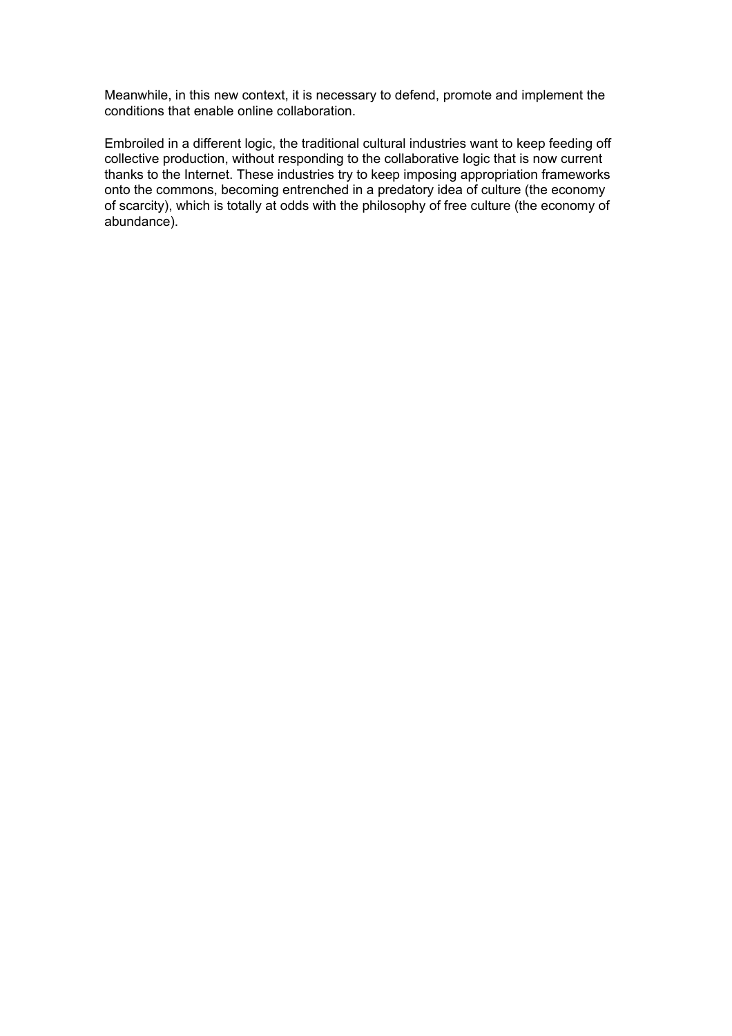Meanwhile, in this new context, it is necessary to defend, promote and implement the conditions that enable online collaboration.

Embroiled in a different logic, the traditional cultural industries want to keep feeding off collective production, without responding to the collaborative logic that is now current thanks to the Internet. These industries try to keep imposing appropriation frameworks onto the commons, becoming entrenched in a predatory idea of culture (the economy of scarcity), which is totally at odds with the philosophy of free culture (the economy of abundance).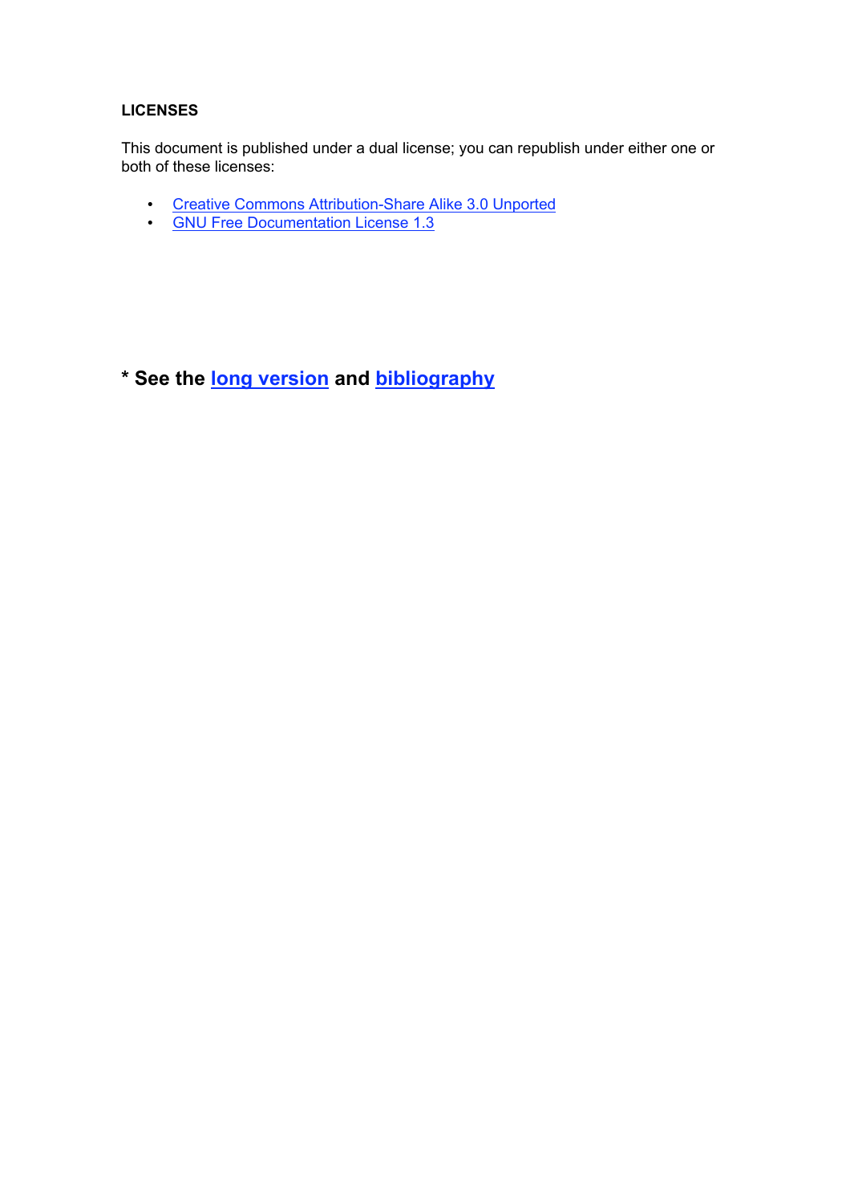**LICENSES**

This document is published under a dual license; you can republish under either one or both of these licenses:

- Creative Commons Attribution-Share Alike 3.0 Unported
- GNU Free Documentation License 1.3

**\* See the long version and bibliography**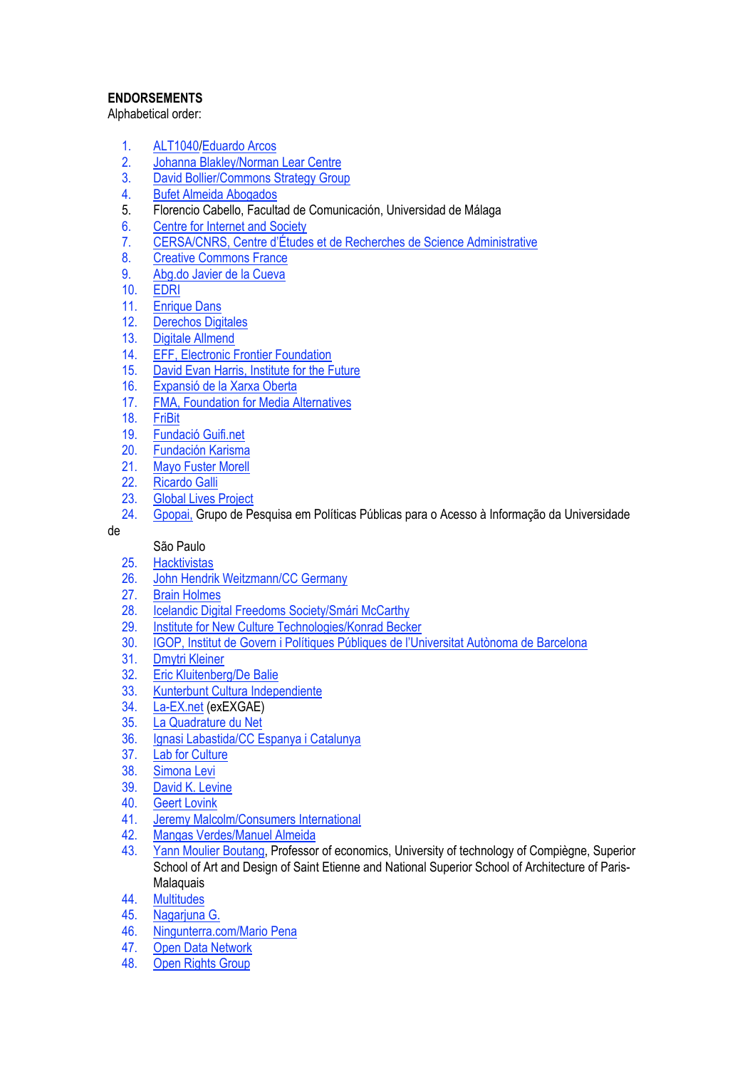**ENDORSEMENTS**
Alphabetical order:

1. ALT1040/Eduardo Arcos
2. Johanna Blakley/Norman Lear Centre
3. David Bollier/Commons Strategy Group
4. Bufet Almeida Abogados
5. Florencio Cabello, Facultad de Comunicación, Universidad de Málaga
6. Centre for Internet and Society
7. CERSA/CNRS, Centre d'Études et de Recherches de Science Administrative
8. Creative Commons France
9. Abg.do Javier de la Cueva
10. EDRI
11. Enrique Dans
12. Derechos Digitales
13. Digitale Allmend
14. EFF, Electronic Frontier Foundation
15. David Evan Harris, Institute for the Future
16. Expansió de la Xarxa Oberta
17. FMA, Foundation for Media Alternatives
18. FriBit
19. Fundació Guifi.net
20. Fundación Karisma
21. Mayo Fuster Morell
22. Ricardo Galli
23. Global Lives Project
24. Gpopai, Grupo de Pesquisa em Políticas Públicas para o Acesso à Informação da Universidade de São Paulo
25. Hacktivistas
26. John Hendrik Weitzmann/CC Germany
27. Brain Holmes
28. Icelandic Digital Freedoms Society/Smári McCarthy
29. Institute for New Culture Technologies/Konrad Becker
30. IGOP, Institut de Govern i Polítiques Públiques de l'Universitat Autònoma de Barcelona
31. Dmytri Kleiner
32. Eric Kluitenberg/De Balie
33. Kunterbunt Cultura Independiente
34. La-EX.net (exEXGAE)
35. La Quadrature du Net
36. Ignasi Labastida/CC Espanya i Catalunya
37. Lab for Culture
38. Simona Levi
39. David K. Levine
40. Geert Lovink
41. Jeremy Malcolm/Consumers International
42. Mangas Verdes/Manuel Almeida
43. Yann Moulier Boutang, Professor of economics, University of technology of Compiègne, Superior School of Art and Design of Saint Etienne and National Superior School of Architecture of Paris-Malaquais
44. Multitudes
45. Nagarjuna G.
46. Ningunterra.com/Mario Pena
47. Open Data Network
48. Open Rights Group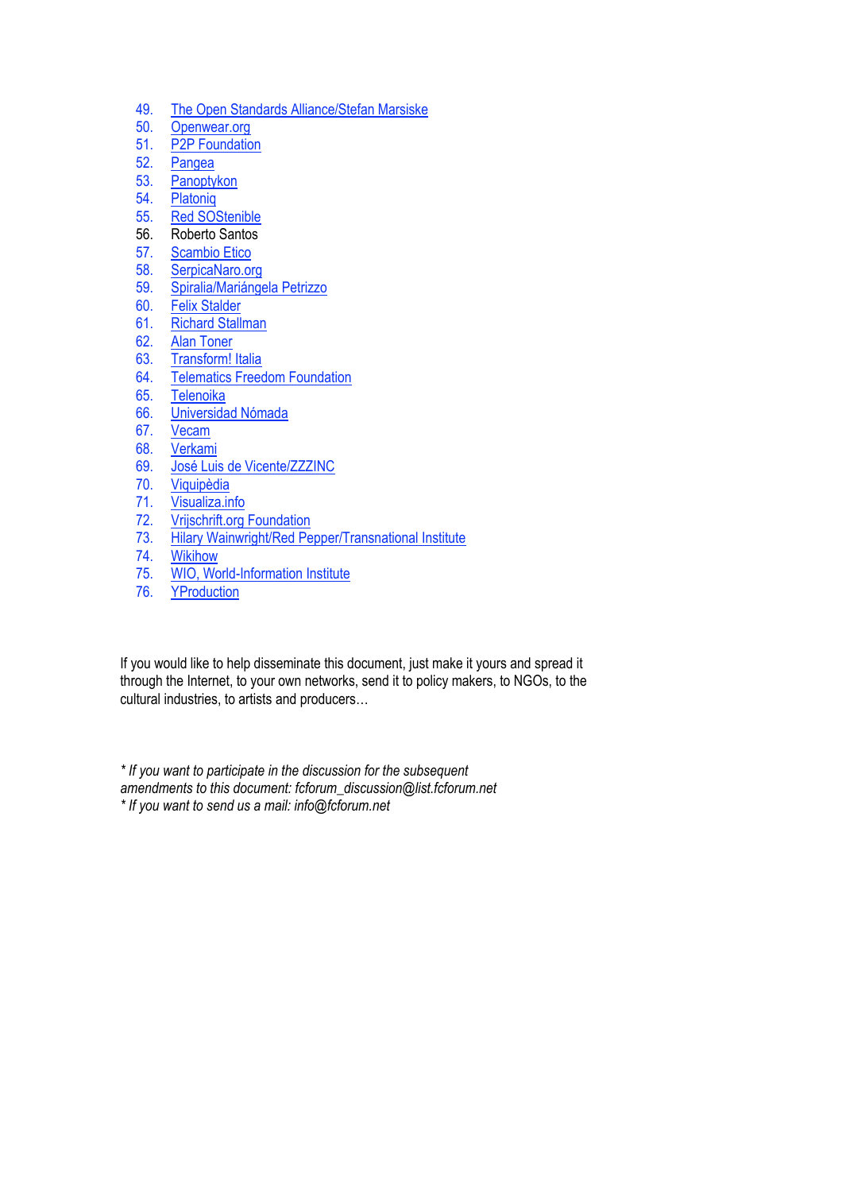49. The Open Standards Alliance/Stefan Marsiske
50. Openwear.org
51. P2P Foundation
52. Pangea
53. Panoptykon
54. Platoniq
55. Red SOStenible
56. Roberto Santos
57. Scambio Etico
58. SerpicaNaro.org
59. Spiralia/Mariángela Petrizzo
60. Felix Stalder
61. Richard Stallman
62. Alan Toner
63. Transform! Italia
64. Telematics Freedom Foundation
65. Telenoika
66. Universidad Nómada
67. Vecam
68. Verkami
69. José Luis de Vicente/ZZZINC
70. Viquipèdia
71. Visualiza.info
72. Vrijschrift.org Foundation
73. Hilary Wainwright/Red Pepper/Transnational Institute
74. Wikihow
75. WIO, World-Information Institute
76. YProduction

If you would like to help disseminate this document, just make it yours and spread it through the Internet, to your own networks, send it to policy makers, to NGOs, to the cultural industries, to artists and producers…

*\* If you want to participate in the discussion for the subsequent amendments to this document: fcforum_discussion@list.fcforum.net*
*\* If you want to send us a mail: info@fcforum.net*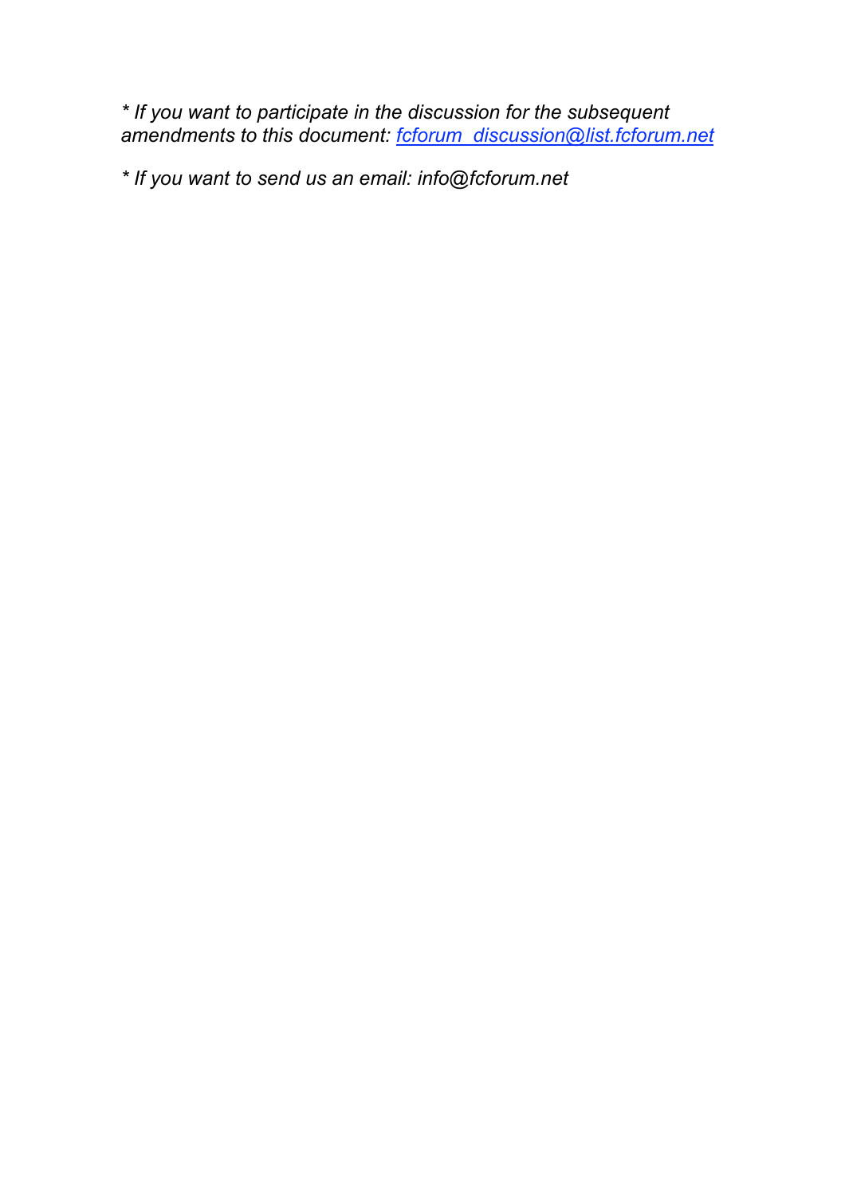*\* If you want to participate in the discussion for the subsequent amendments to this document: [fcforum_discussion@list.fcforum.net](mailto:fcforum_discussion@list.fcforum.net)*

*\* If you want to send us an email: info@fcforum.net*